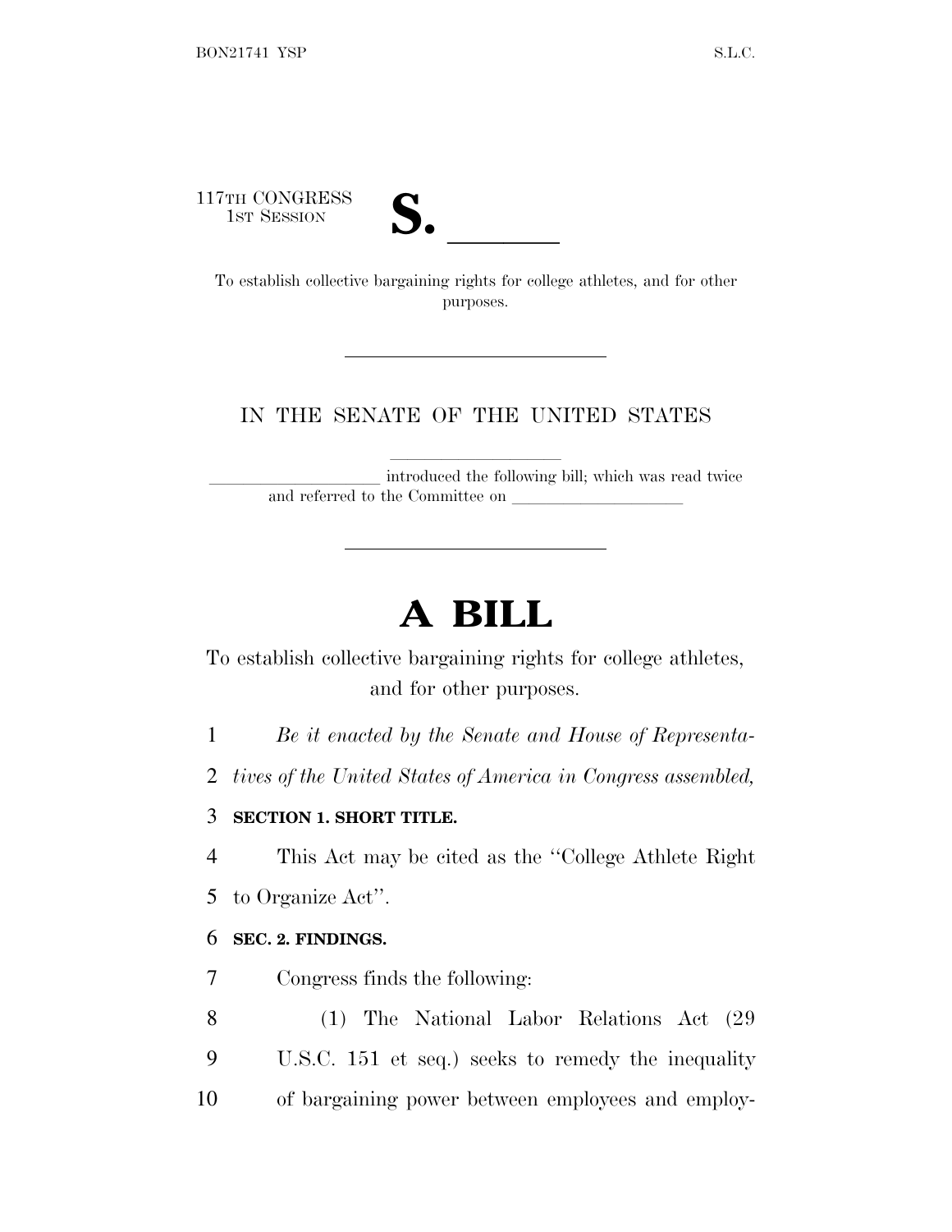117TH CONGRESS
1ST SESSION

**S. ______**

To establish collective bargaining rights for college athletes, and for other purposes.

---

IN THE SENATE OF THE UNITED STATES

____________________ introduced the following bill; which was read twice and referred to the Committee on ____________________

---

# A BILL

To establish collective bargaining rights for college athletes, and for other purposes.

1 *Be it enacted by the Senate and House of Representa-*
2 *tives of the United States of America in Congress assembled,*

3 **SECTION 1. SHORT TITLE.**

4 This Act may be cited as the "College Athlete Right
5 to Organize Act".

6 **SEC. 2. FINDINGS.**

7 Congress finds the following:

8 (1) The National Labor Relations Act (29
9 U.S.C. 151 et seq.) seeks to remedy the inequality
10 of bargaining power between employees and employ-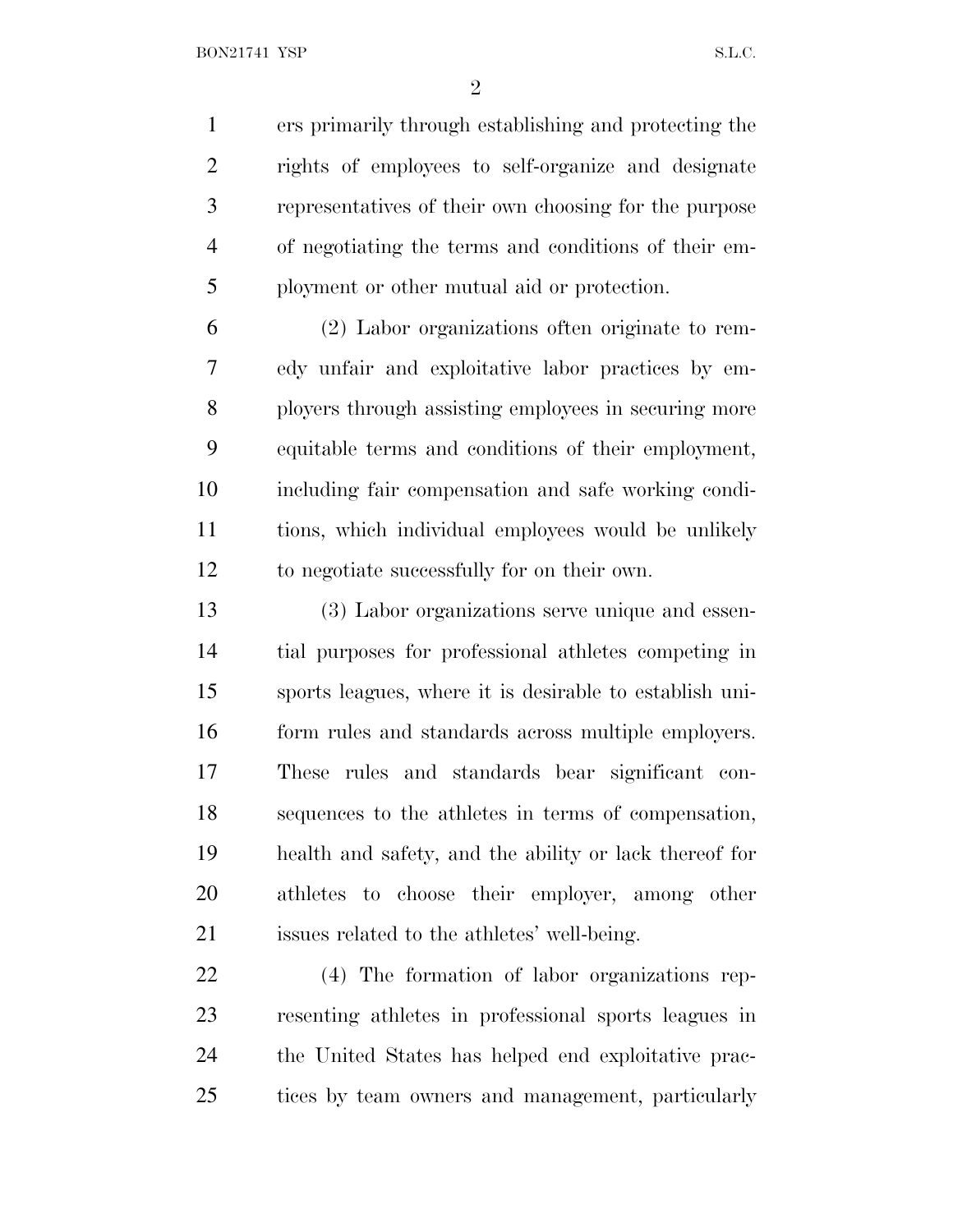ers primarily through establishing and protecting the rights of employees to self-organize and designate representatives of their own choosing for the purpose of negotiating the terms and conditions of their employment or other mutual aid or protection.

(2) Labor organizations often originate to remedy unfair and exploitative labor practices by employers through assisting employees in securing more equitable terms and conditions of their employment, including fair compensation and safe working conditions, which individual employees would be unlikely to negotiate successfully for on their own.

(3) Labor organizations serve unique and essential purposes for professional athletes competing in sports leagues, where it is desirable to establish uniform rules and standards across multiple employers. These rules and standards bear significant consequences to the athletes in terms of compensation, health and safety, and the ability or lack thereof for athletes to choose their employer, among other issues related to the athletes' well-being.

(4) The formation of labor organizations representing athletes in professional sports leagues in the United States has helped end exploitative practices by team owners and management, particularly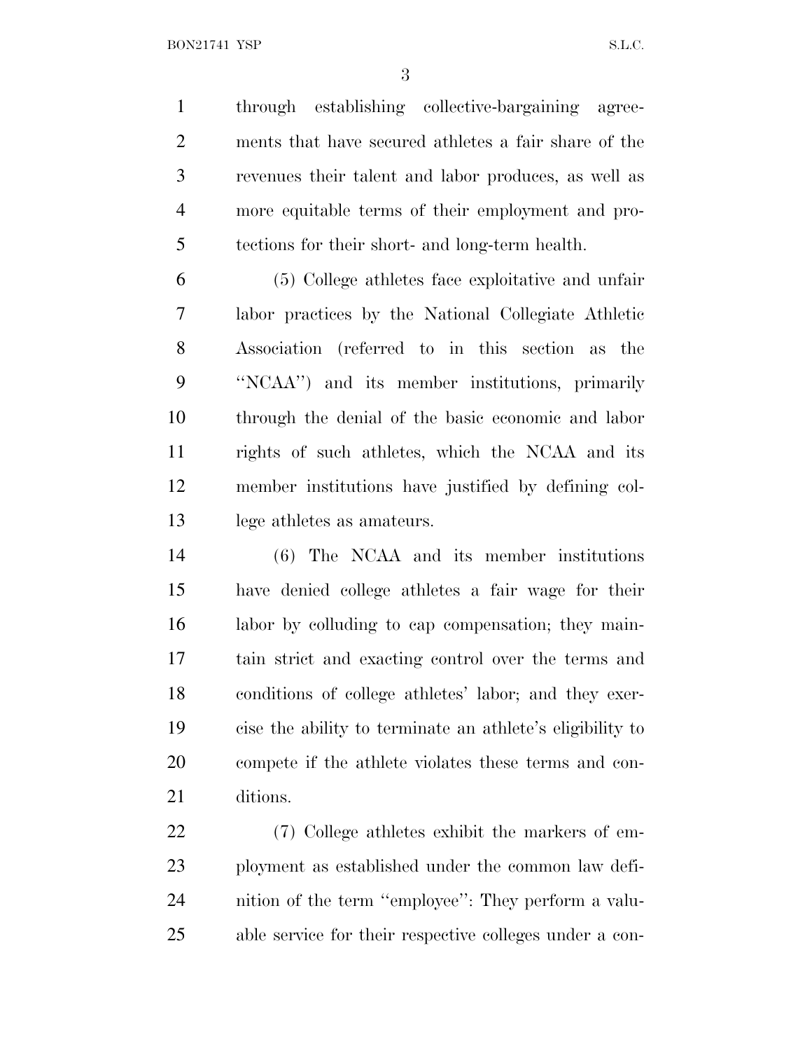through establishing collective-bargaining agreements that have secured athletes a fair share of the revenues their talent and labor produces, as well as more equitable terms of their employment and protections for their short- and long-term health.

(5) College athletes face exploitative and unfair labor practices by the National Collegiate Athletic Association (referred to in this section as the "NCAA") and its member institutions, primarily through the denial of the basic economic and labor rights of such athletes, which the NCAA and its member institutions have justified by defining college athletes as amateurs.

(6) The NCAA and its member institutions have denied college athletes a fair wage for their labor by colluding to cap compensation; they maintain strict and exacting control over the terms and conditions of college athletes' labor; and they exercise the ability to terminate an athlete's eligibility to compete if the athlete violates these terms and conditions.

(7) College athletes exhibit the markers of employment as established under the common law definition of the term "employee": They perform a valuable service for their respective colleges under a con-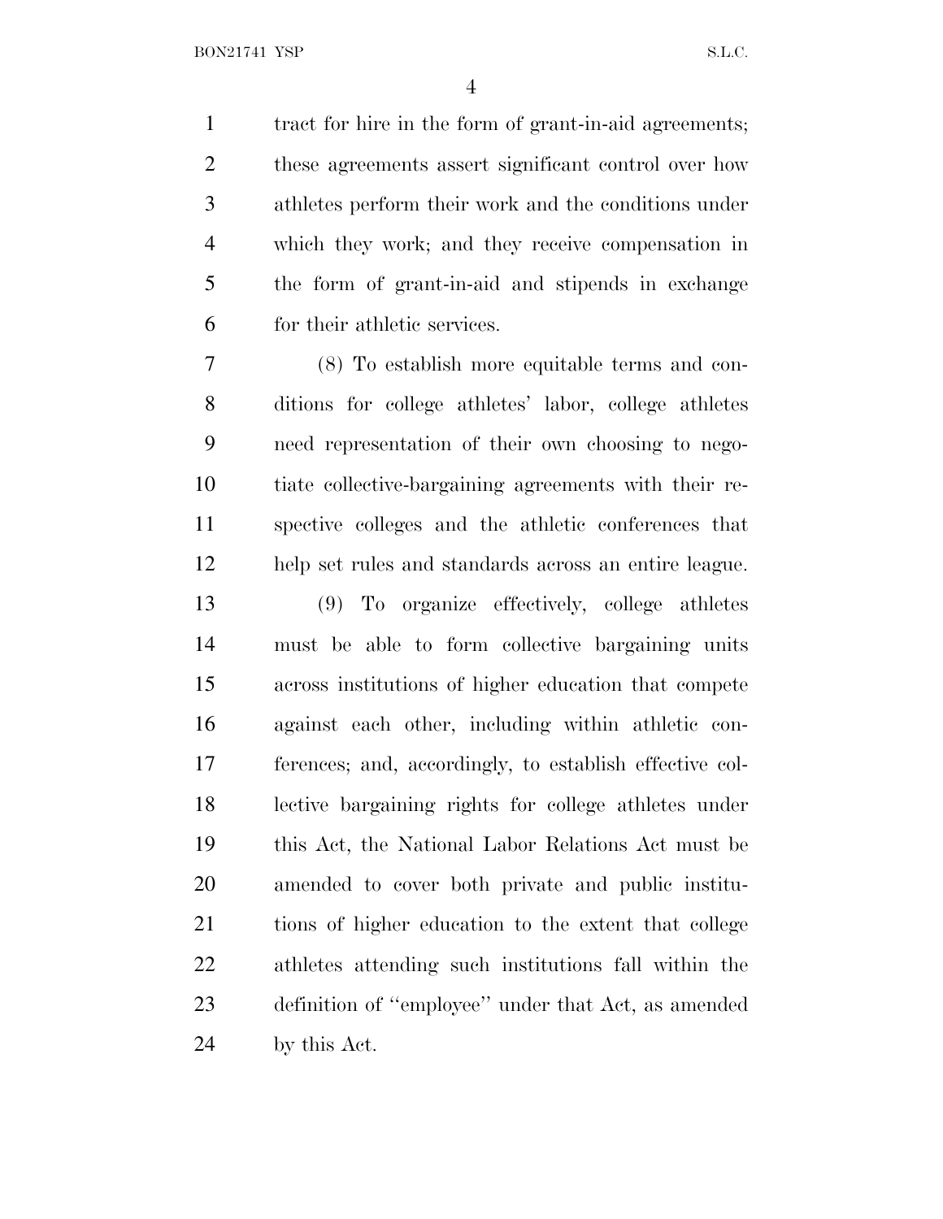tract for hire in the form of grant-in-aid agreements; these agreements assert significant control over how athletes perform their work and the conditions under which they work; and they receive compensation in the form of grant-in-aid and stipends in exchange for their athletic services.

(8) To establish more equitable terms and conditions for college athletes' labor, college athletes need representation of their own choosing to negotiate collective-bargaining agreements with their respective colleges and the athletic conferences that help set rules and standards across an entire league.

(9) To organize effectively, college athletes must be able to form collective bargaining units across institutions of higher education that compete against each other, including within athletic conferences; and, accordingly, to establish effective collective bargaining rights for college athletes under this Act, the National Labor Relations Act must be amended to cover both private and public institutions of higher education to the extent that college athletes attending such institutions fall within the definition of "employee" under that Act, as amended by this Act.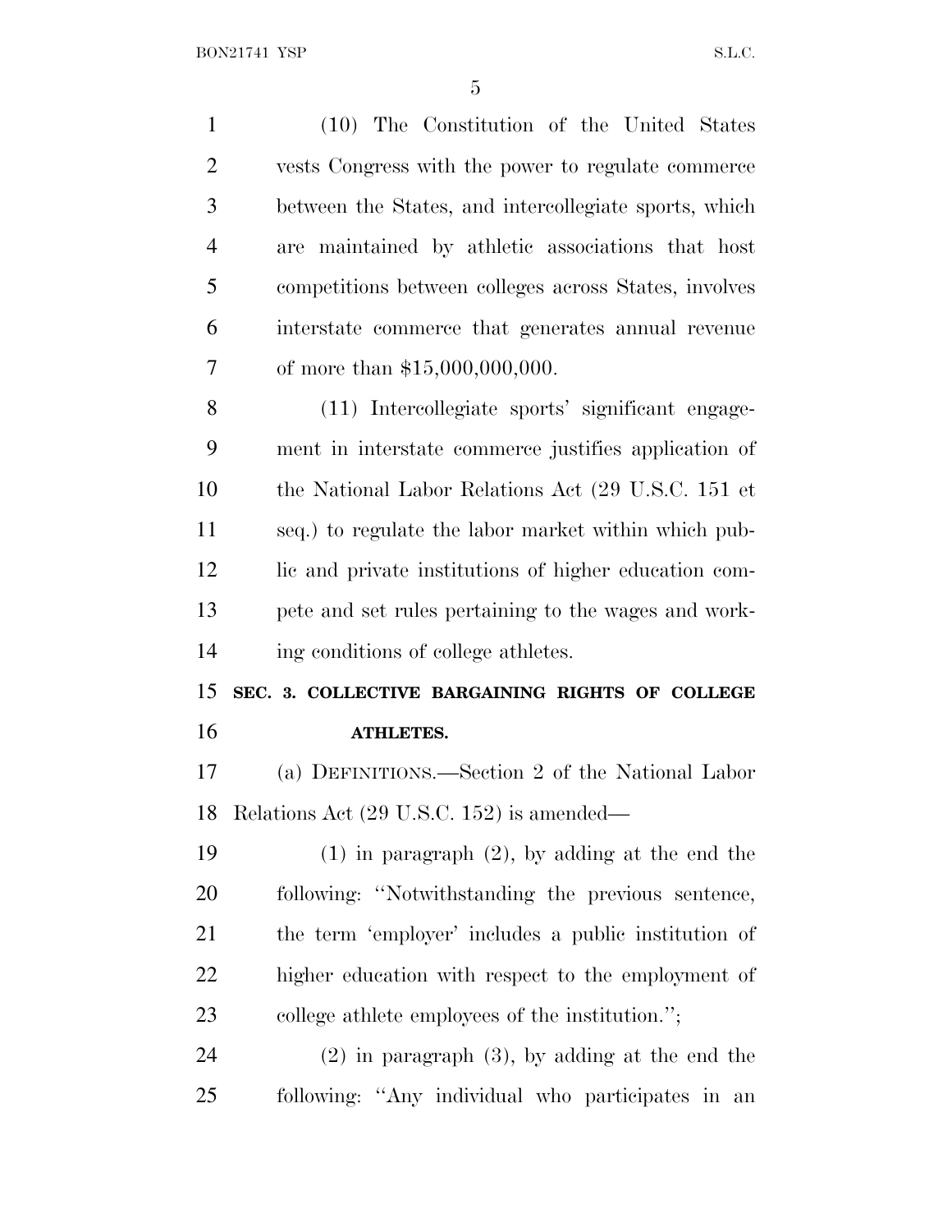(10) The Constitution of the United States vests Congress with the power to regulate commerce between the States, and intercollegiate sports, which are maintained by athletic associations that host competitions between colleges across States, involves interstate commerce that generates annual revenue of more than $15,000,000,000.

(11) Intercollegiate sports' significant engagement in interstate commerce justifies application of the National Labor Relations Act (29 U.S.C. 151 et seq.) to regulate the labor market within which public and private institutions of higher education compete and set rules pertaining to the wages and working conditions of college athletes.

**SEC. 3. COLLECTIVE BARGAINING RIGHTS OF COLLEGE ATHLETES.**

(a) DEFINITIONS.—Section 2 of the National Labor Relations Act (29 U.S.C. 152) is amended—

(1) in paragraph (2), by adding at the end the following: "Notwithstanding the previous sentence, the term 'employer' includes a public institution of higher education with respect to the employment of college athlete employees of the institution.";

(2) in paragraph (3), by adding at the end the following: "Any individual who participates in an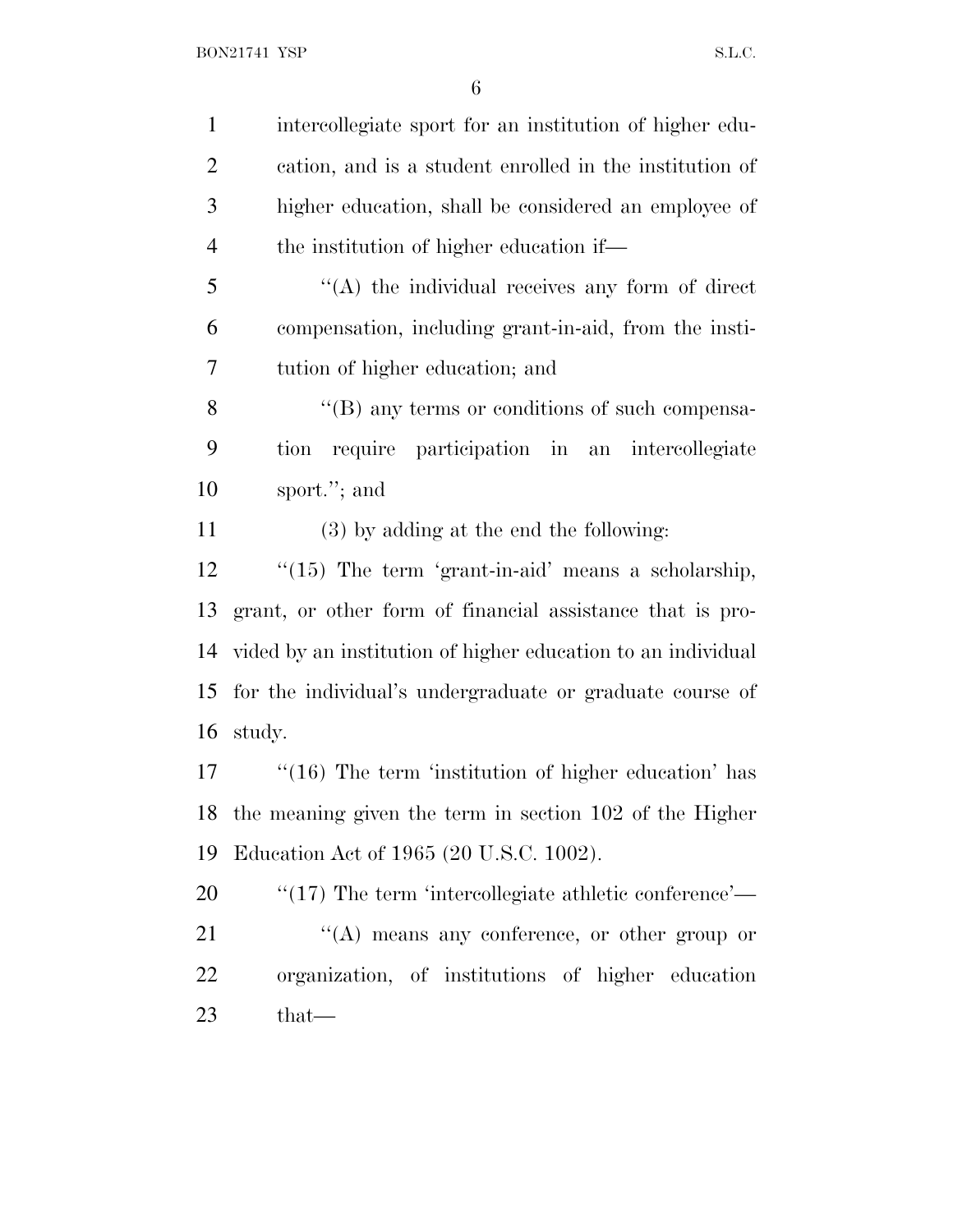intercollegiate sport for an institution of higher education, and is a student enrolled in the institution of higher education, shall be considered an employee of the institution of higher education if—

"(A) the individual receives any form of direct compensation, including grant-in-aid, from the institution of higher education; and

"(B) any terms or conditions of such compensation require participation in an intercollegiate sport."; and

(3) by adding at the end the following:

"(15) The term 'grant-in-aid' means a scholarship, grant, or other form of financial assistance that is provided by an institution of higher education to an individual for the individual's undergraduate or graduate course of study.

"(16) The term 'institution of higher education' has the meaning given the term in section 102 of the Higher Education Act of 1965 (20 U.S.C. 1002).

"(17) The term 'intercollegiate athletic conference'—

"(A) means any conference, or other group or organization, of institutions of higher education that—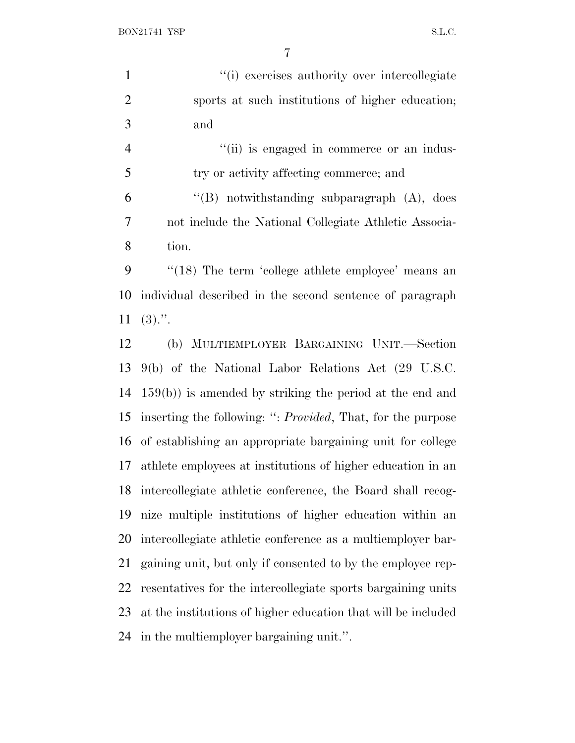"(i) exercises authority over intercollegiate sports at such institutions of higher education; and

"(ii) is engaged in commerce or an industry or activity affecting commerce; and

"(B) notwithstanding subparagraph (A), does not include the National Collegiate Athletic Association.

"(18) The term 'college athlete employee' means an individual described in the second sentence of paragraph (3).".

(b) MULTIEMPLOYER BARGAINING UNIT.—Section 9(b) of the National Labor Relations Act (29 U.S.C. 159(b)) is amended by striking the period at the end and inserting the following: ": *Provided*, That, for the purpose of establishing an appropriate bargaining unit for college athlete employees at institutions of higher education in an intercollegiate athletic conference, the Board shall recognize multiple institutions of higher education within an intercollegiate athletic conference as a multiemployer bargaining unit, but only if consented to by the employee representatives for the intercollegiate sports bargaining units at the institutions of higher education that will be included in the multiemployer bargaining unit.".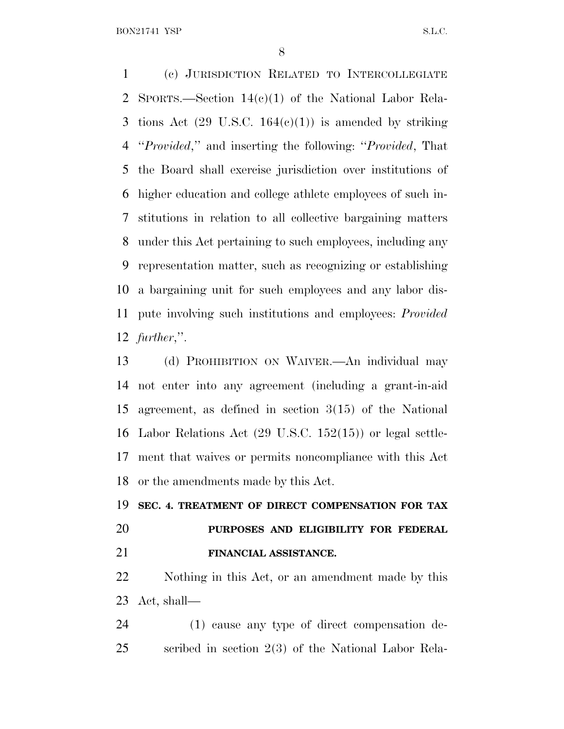(c) JURISDICTION RELATED TO INTERCOLLEGIATE SPORTS.—Section 14(c)(1) of the National Labor Relations Act (29 U.S.C. 164(c)(1)) is amended by striking ''*Provided*,'' and inserting the following: ''*Provided*, That the Board shall exercise jurisdiction over institutions of higher education and college athlete employees of such institutions in relation to all collective bargaining matters under this Act pertaining to such employees, including any representation matter, such as recognizing or establishing a bargaining unit for such employees and any labor dispute involving such institutions and employees: *Provided further*,''.

(d) PROHIBITION ON WAIVER.—An individual may not enter into any agreement (including a grant-in-aid agreement, as defined in section 3(15) of the National Labor Relations Act (29 U.S.C. 152(15)) or legal settlement that waives or permits noncompliance with this Act or the amendments made by this Act.

**SEC. 4. TREATMENT OF DIRECT COMPENSATION FOR TAX PURPOSES AND ELIGIBILITY FOR FEDERAL FINANCIAL ASSISTANCE.**

Nothing in this Act, or an amendment made by this Act, shall—

(1) cause any type of direct compensation described in section 2(3) of the National Labor Rela-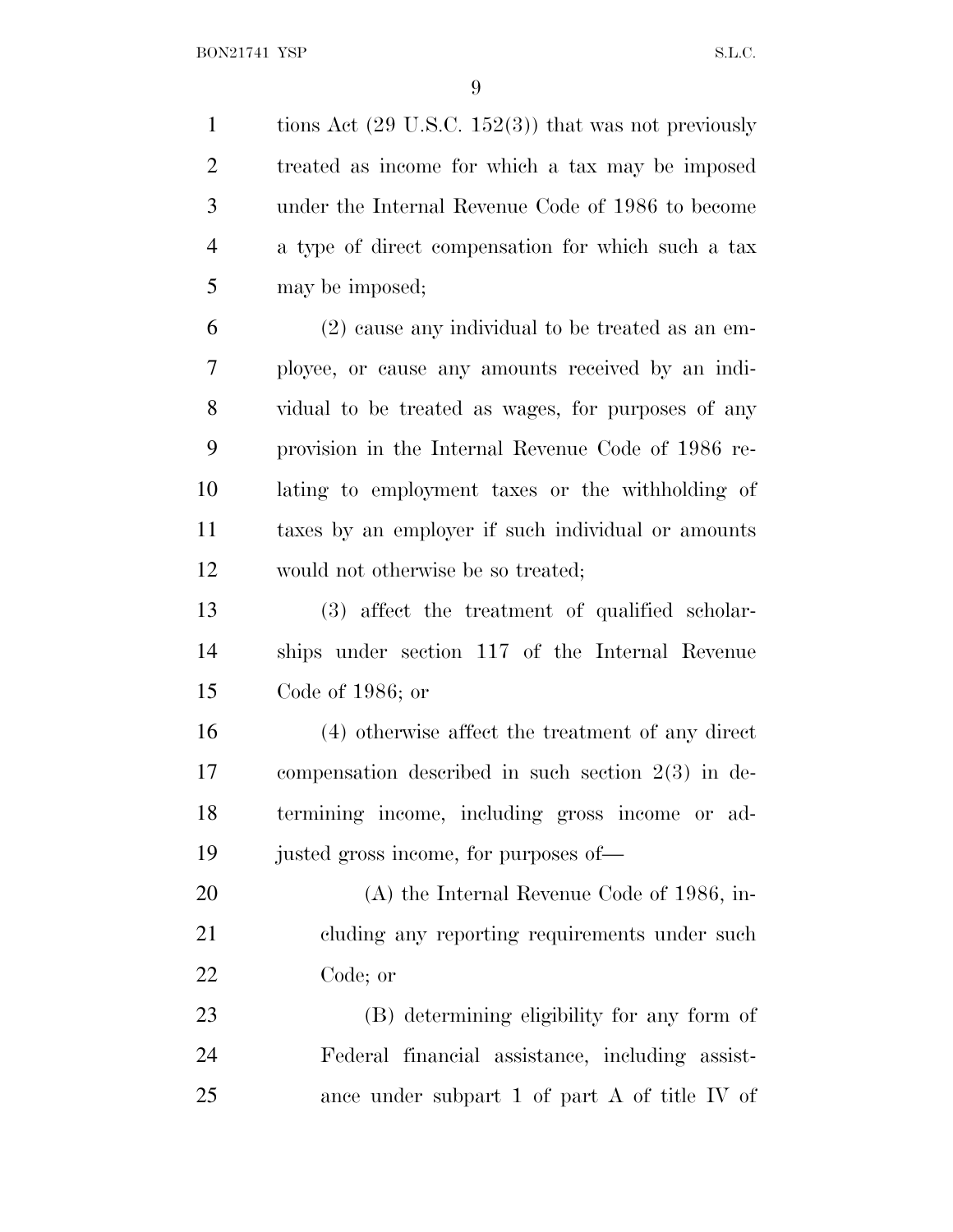tions Act (29 U.S.C. 152(3)) that was not previously treated as income for which a tax may be imposed under the Internal Revenue Code of 1986 to become a type of direct compensation for which such a tax may be imposed;

(2) cause any individual to be treated as an employee, or cause any amounts received by an individual to be treated as wages, for purposes of any provision in the Internal Revenue Code of 1986 relating to employment taxes or the withholding of taxes by an employer if such individual or amounts would not otherwise be so treated;

(3) affect the treatment of qualified scholarships under section 117 of the Internal Revenue Code of 1986; or

(4) otherwise affect the treatment of any direct compensation described in such section 2(3) in determining income, including gross income or adjusted gross income, for purposes of—

(A) the Internal Revenue Code of 1986, including any reporting requirements under such Code; or

(B) determining eligibility for any form of Federal financial assistance, including assistance under subpart 1 of part A of title IV of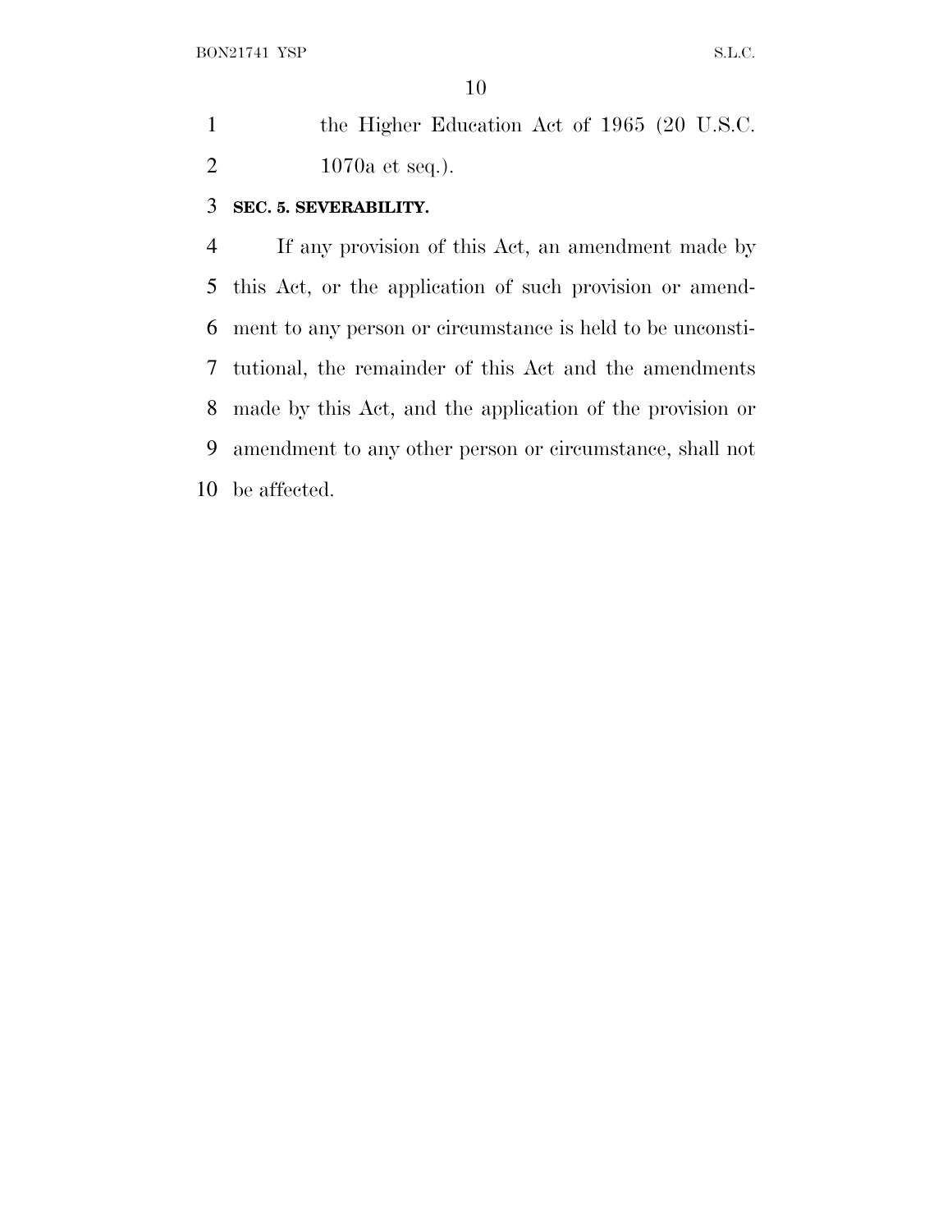the Higher Education Act of 1965 (20 U.S.C. 1070a et seq.).

### SEC. 5. SEVERABILITY.

If any provision of this Act, an amendment made by this Act, or the application of such provision or amendment to any person or circumstance is held to be unconstitutional, the remainder of this Act and the amendments made by this Act, and the application of the provision or amendment to any other person or circumstance, shall not be affected.